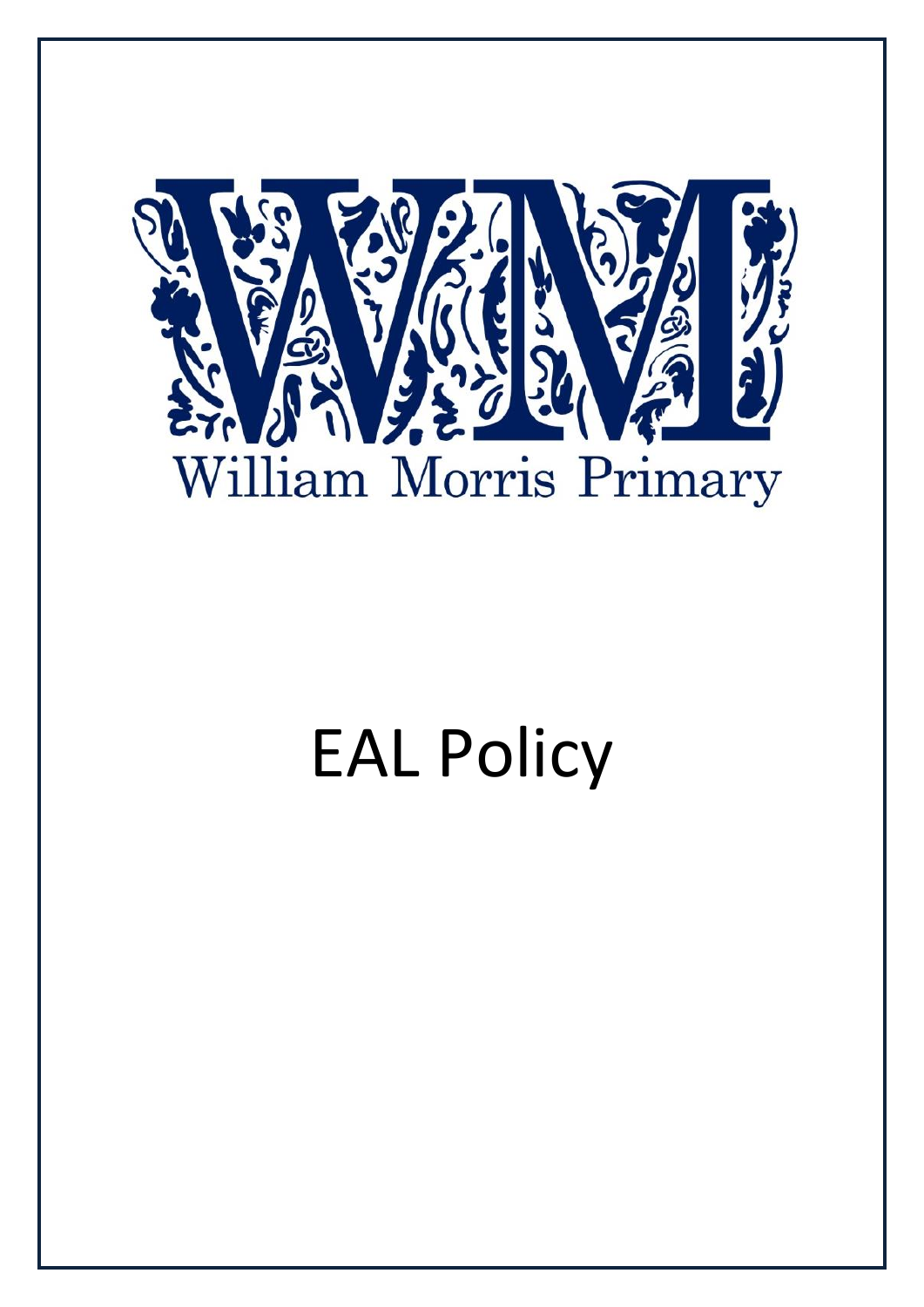William Morris Primary

# EAL Policy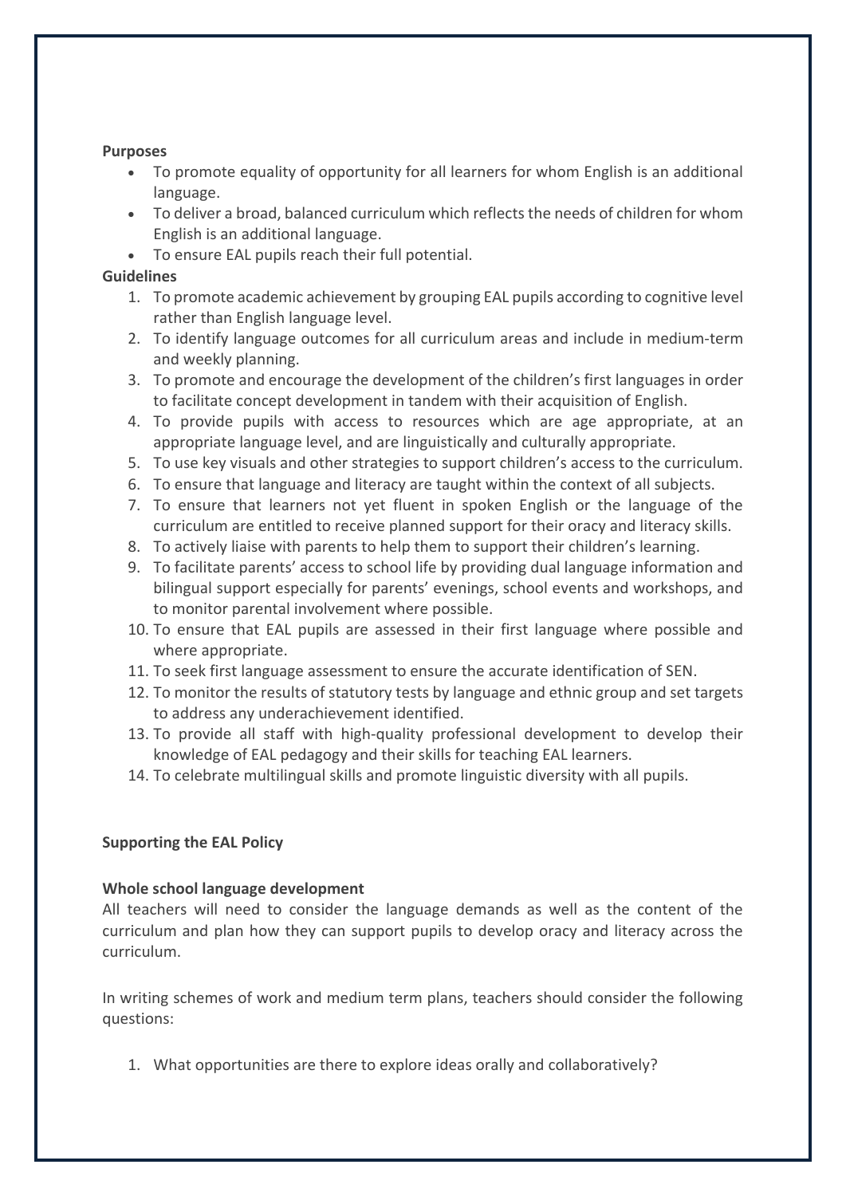**Purposes**

- To promote equality of opportunity for all learners for whom English is an additional language.
- To deliver a broad, balanced curriculum which reflects the needs of children for whom English is an additional language.
- To ensure EAL pupils reach their full potential.

**Guidelines**

1. To promote academic achievement by grouping EAL pupils according to cognitive level rather than English language level.
2. To identify language outcomes for all curriculum areas and include in medium-term and weekly planning.
3. To promote and encourage the development of the children's first languages in order to facilitate concept development in tandem with their acquisition of English.
4. To provide pupils with access to resources which are age appropriate, at an appropriate language level, and are linguistically and culturally appropriate.
5. To use key visuals and other strategies to support children's access to the curriculum.
6. To ensure that language and literacy are taught within the context of all subjects.
7. To ensure that learners not yet fluent in spoken English or the language of the curriculum are entitled to receive planned support for their oracy and literacy skills.
8. To actively liaise with parents to help them to support their children's learning.
9. To facilitate parents' access to school life by providing dual language information and bilingual support especially for parents' evenings, school events and workshops, and to monitor parental involvement where possible.
10. To ensure that EAL pupils are assessed in their first language where possible and where appropriate.
11. To seek first language assessment to ensure the accurate identification of SEN.
12. To monitor the results of statutory tests by language and ethnic group and set targets to address any underachievement identified.
13. To provide all staff with high-quality professional development to develop their knowledge of EAL pedagogy and their skills for teaching EAL learners.
14. To celebrate multilingual skills and promote linguistic diversity with all pupils.

**Supporting the EAL Policy**

**Whole school language development**

All teachers will need to consider the language demands as well as the content of the curriculum and plan how they can support pupils to develop oracy and literacy across the curriculum.

In writing schemes of work and medium term plans, teachers should consider the following questions:

1. What opportunities are there to explore ideas orally and collaboratively?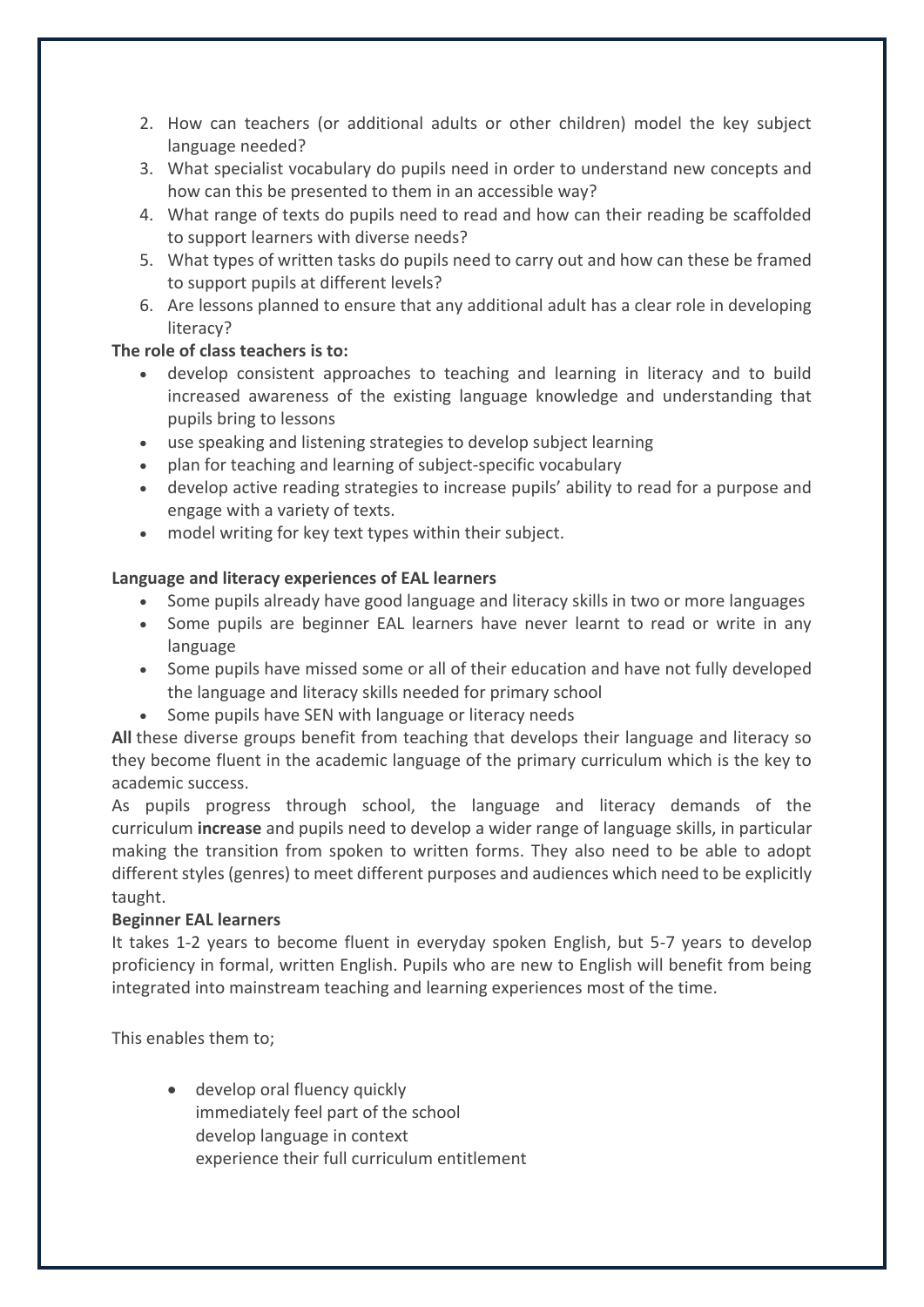2. How can teachers (or additional adults or other children) model the key subject language needed?
3. What specialist vocabulary do pupils need in order to understand new concepts and how can this be presented to them in an accessible way?
4. What range of texts do pupils need to read and how can their reading be scaffolded to support learners with diverse needs?
5. What types of written tasks do pupils need to carry out and how can these be framed to support pupils at different levels?
6. Are lessons planned to ensure that any additional adult has a clear role in developing literacy?

**The role of class teachers is to:**

- develop consistent approaches to teaching and learning in literacy and to build increased awareness of the existing language knowledge and understanding that pupils bring to lessons
- use speaking and listening strategies to develop subject learning
- plan for teaching and learning of subject-specific vocabulary
- develop active reading strategies to increase pupils' ability to read for a purpose and engage with a variety of texts.
- model writing for key text types within their subject.

**Language and literacy experiences of EAL learners**

- Some pupils already have good language and literacy skills in two or more languages
- Some pupils are beginner EAL learners have never learnt to read or write in any language
- Some pupils have missed some or all of their education and have not fully developed the language and literacy skills needed for primary school
- Some pupils have SEN with language or literacy needs

**All** these diverse groups benefit from teaching that develops their language and literacy so they become fluent in the academic language of the primary curriculum which is the key to academic success.

As pupils progress through school, the language and literacy demands of the curriculum **increase** and pupils need to develop a wider range of language skills, in particular making the transition from spoken to written forms. They also need to be able to adopt different styles (genres) to meet different purposes and audiences which need to be explicitly taught.

**Beginner EAL learners**

It takes 1-2 years to become fluent in everyday spoken English, but 5-7 years to develop proficiency in formal, written English. Pupils who are new to English will benefit from being integrated into mainstream teaching and learning experiences most of the time.

This enables them to;

- develop oral fluency quickly
  immediately feel part of the school
  develop language in context
  experience their full curriculum entitlement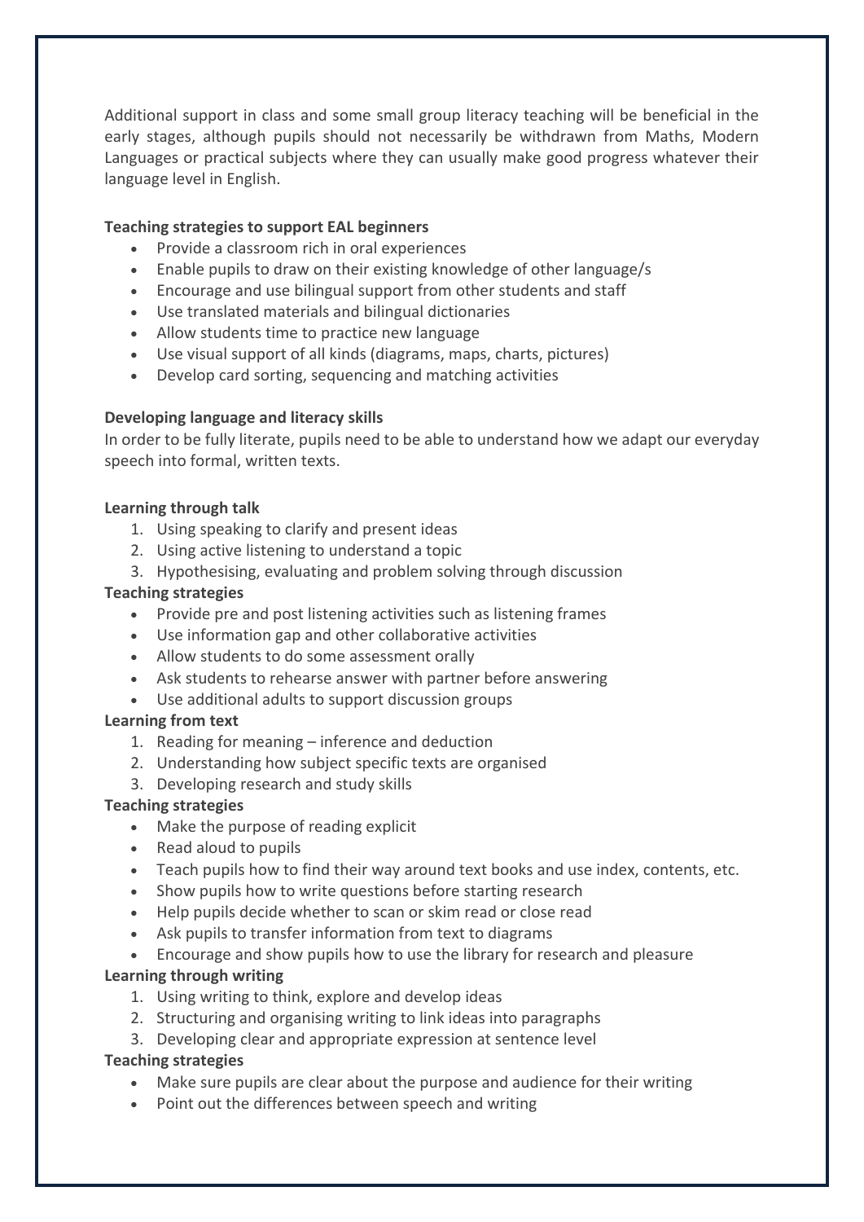Additional support in class and some small group literacy teaching will be beneficial in the early stages, although pupils should not necessarily be withdrawn from Maths, Modern Languages or practical subjects where they can usually make good progress whatever their language level in English.

**Teaching strategies to support EAL beginners**

- Provide a classroom rich in oral experiences
- Enable pupils to draw on their existing knowledge of other language/s
- Encourage and use bilingual support from other students and staff
- Use translated materials and bilingual dictionaries
- Allow students time to practice new language
- Use visual support of all kinds (diagrams, maps, charts, pictures)
- Develop card sorting, sequencing and matching activities

**Developing language and literacy skills**

In order to be fully literate, pupils need to be able to understand how we adapt our everyday speech into formal, written texts.

**Learning through talk**

1. Using speaking to clarify and present ideas
2. Using active listening to understand a topic
3. Hypothesising, evaluating and problem solving through discussion

**Teaching strategies**

- Provide pre and post listening activities such as listening frames
- Use information gap and other collaborative activities
- Allow students to do some assessment orally
- Ask students to rehearse answer with partner before answering
- Use additional adults to support discussion groups

**Learning from text**

1. Reading for meaning – inference and deduction
2. Understanding how subject specific texts are organised
3. Developing research and study skills

**Teaching strategies**

- Make the purpose of reading explicit
- Read aloud to pupils
- Teach pupils how to find their way around text books and use index, contents, etc.
- Show pupils how to write questions before starting research
- Help pupils decide whether to scan or skim read or close read
- Ask pupils to transfer information from text to diagrams
- Encourage and show pupils how to use the library for research and pleasure

**Learning through writing**

1. Using writing to think, explore and develop ideas
2. Structuring and organising writing to link ideas into paragraphs
3. Developing clear and appropriate expression at sentence level

**Teaching strategies**

- Make sure pupils are clear about the purpose and audience for their writing
- Point out the differences between speech and writing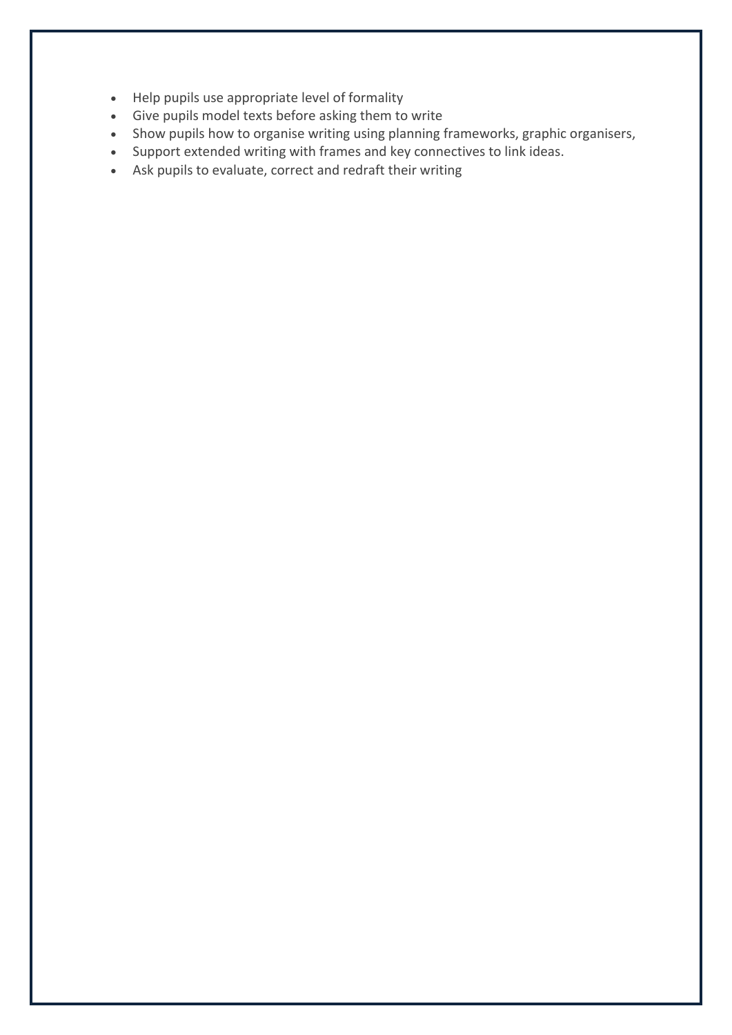- Help pupils use appropriate level of formality
- Give pupils model texts before asking them to write
- Show pupils how to organise writing using planning frameworks, graphic organisers,
- Support extended writing with frames and key connectives to link ideas.
- Ask pupils to evaluate, correct and redraft their writing